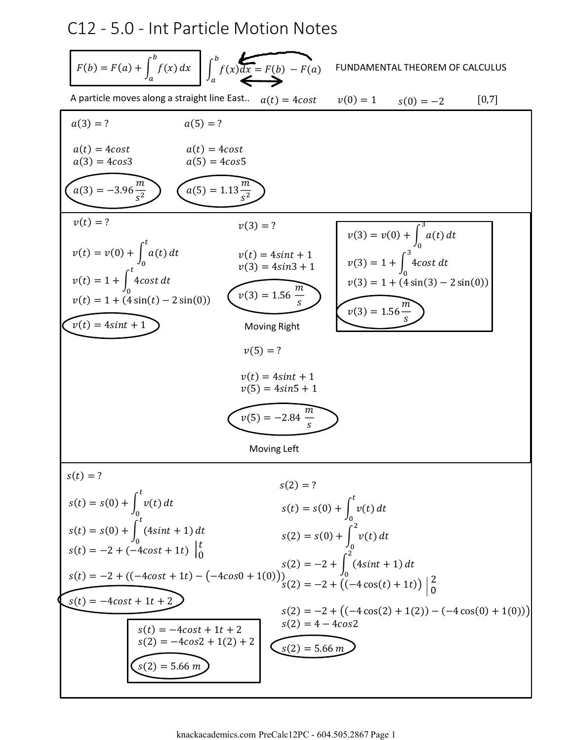# C12 - 5.0 - Int Particle Motion Notes

$$F(b) = F(a) + \int_a^b f(x)\,dx$$

$$\int_a^b f(x)\,dx = F(b) - F(a)$$

FUNDAMENTAL THEOREM OF CALCULUS

A particle moves along a straight line East.. $a(t) = 4cost$ $\quad v(0) = 1$ $\quad s(0) = -2$ $\quad [0,7]$

---

$a(3) = ?$

$a(t) = 4cost$
$a(3) = 4cos3$

$a(3) = -3.96\dfrac{m}{s^2}$

$a(5) = ?$

$a(t) = 4cost$
$a(5) = 4cos5$

$a(5) = 1.13\dfrac{m}{s^2}$

---

$v(t) = ?$

$v(t) = v(0) + \int_0^t a(t)\,dt$

$v(t) = 1 + \int_0^t 4cost\,dt$

$v(t) = 1 + (4\sin(t) - 2\sin(0))$

$v(t) = 4sint + 1$

$v(3) = ?$

$v(t) = 4sint + 1$
$v(3) = 4sin3 + 1$

$v(3) = 1.56\ \dfrac{m}{s}$

Moving Right

$v(3) = v(0) + \int_0^3 a(t)\,dt$

$v(3) = 1 + \int_0^3 4cost\,dt$

$v(3) = 1 + (4\sin(3) - 2\sin(0))$

$v(3) = 1.56\dfrac{m}{s}$

$v(5) = ?$

$v(t) = 4sint + 1$
$v(5) = 4sin5 + 1$

$v(5) = -2.84\ \dfrac{m}{s}$

Moving Left

---

$s(t) = ?$

$s(t) = s(0) + \int_0^t v(t)\,dt$

$s(t) = s(0) + \int_0^t (4sint + 1)\,dt$

$s(t) = -2 + (-4cost + 1t)\ \Big|_0^t$

$s(t) = -2 + ((-4cost + 1t) - (-4cos0 + 1(0)))$

$s(t) = -4cost + 1t + 2$

$s(t) = -4cost + 1t + 2$
$s(2) = -4cos2 + 1(2) + 2$

$s(2) = 5.66\ m$

$s(2) = ?$

$s(t) = s(0) + \int_0^t v(t)\,dt$

$s(2) = s(0) + \int_0^2 v(t)\,dt$

$s(2) = -2 + \int_0^2 (4sint + 1)\,dt$

$s(2) = -2 + ((-4\cos(t) + 1t))\ \Big|_0^2$

$s(2) = -2 + ((-4\cos(2) + 1(2)) - (-4\cos(0) + 1(0)))$
$s(2) = 4 - 4cos2$

$s(2) = 5.66\ m$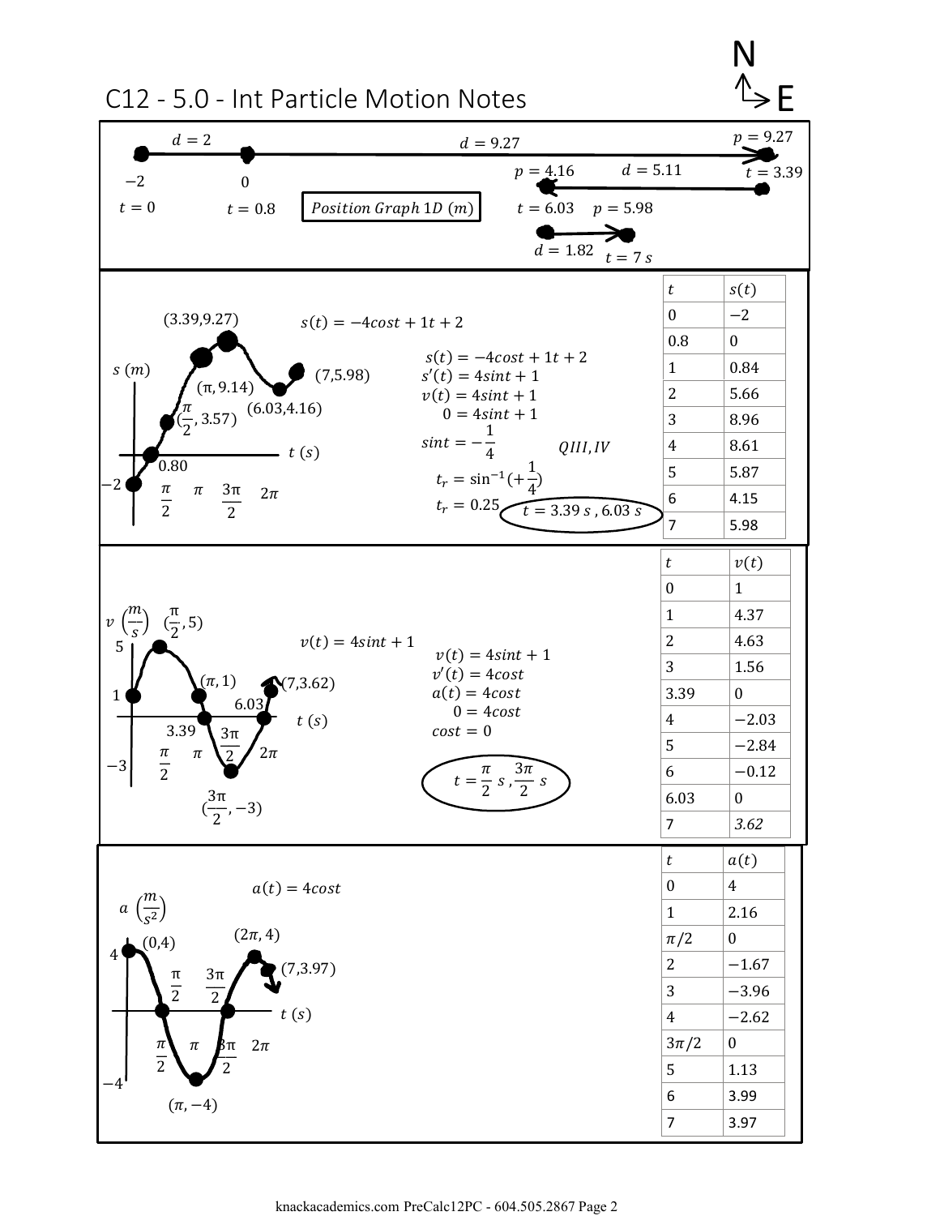# C12 - 5.0 - Int Particle Motion Notes

N
E

$d = 2$ $d = 9.27$ $p = 9.27$

$-2$ $0$ $p = 4.16$ $d = 5.11$ $t = 3.39$

$t = 0$ $t = 0.8$ **Position Graph 1D (m)** $t = 6.03$ $p = 5.98$

$d = 1.82$ $t = 7\ s$

---

$s(t) = -4cost + 1t + 2$

Graph labels: $s\ (m)$, $t\ (s)$, $(3.39, 9.27)$, $(\pi, 9.14)$, $(\frac{\pi}{2}, 3.57)$, $(6.03, 4.16)$, $(7, 5.98)$, $0.80$, $-2$, $\frac{\pi}{2}$, $\pi$, $\frac{3\pi}{2}$, $2\pi$

$s(t) = -4cost + 1t + 2$

$s'(t) = 4sint + 1$

$v(t) = 4sint + 1$

$0 = 4sint + 1$

$sint = -\frac{1}{4}$ $QIII, IV$

$t_r = \sin^{-1}(+\frac{1}{4})$

$t_r = 0.25$ $t = 3.39\ s, 6.03\ s$

| $t$ | $s(t)$ |
|---|---|
| 0 | $-2$ |
| 0.8 | 0 |
| 1 | 0.84 |
| 2 | 5.66 |
| 3 | 8.96 |
| 4 | 8.61 |
| 5 | 5.87 |
| 6 | 4.15 |
| 7 | 5.98 |

---

$v(t) = 4sint + 1$

Graph labels: $v\ (\frac{m}{s})$, $t\ (s)$, $(\frac{\pi}{2}, 5)$, $(\pi, 1)$, $(7, 3.62)$, $(\frac{3\pi}{2}, -3)$, $5$, $1$, $-3$, $3.39$, $6.03$, $\frac{\pi}{2}$, $\pi$, $\frac{3\pi}{2}$, $2\pi$

$v(t) = 4sint + 1$

$v'(t) = 4cost$

$a(t) = 4cost$

$0 = 4cost$

$cost = 0$

$t = \frac{\pi}{2}\ s, \frac{3\pi}{2}\ s$

| $t$ | $v(t)$ |
|---|---|
| 0 | 1 |
| 1 | 4.37 |
| 2 | 4.63 |
| 3 | 1.56 |
| 3.39 | 0 |
| 4 | $-2.03$ |
| 5 | $-2.84$ |
| 6 | $-0.12$ |
| 6.03 | 0 |
| 7 | 3.62 |

---

$a(t) = 4cost$

Graph labels: $a\ (\frac{m}{s^2})$, $t\ (s)$, $(0, 4)$, $(2\pi, 4)$, $(7, 3.97)$, $(\pi, -4)$, $4$, $-4$, $\frac{\pi}{2}$, $\pi$, $\frac{3\pi}{2}$, $2\pi$

| $t$ | $a(t)$ |
|---|---|
| 0 | 4 |
| 1 | 2.16 |
| $\pi/2$ | 0 |
| 2 | $-1.67$ |
| 3 | $-3.96$ |
| 4 | $-2.62$ |
| $3\pi/2$ | 0 |
| 5 | 1.13 |
| 6 | 3.99 |
| 7 | 3.97 |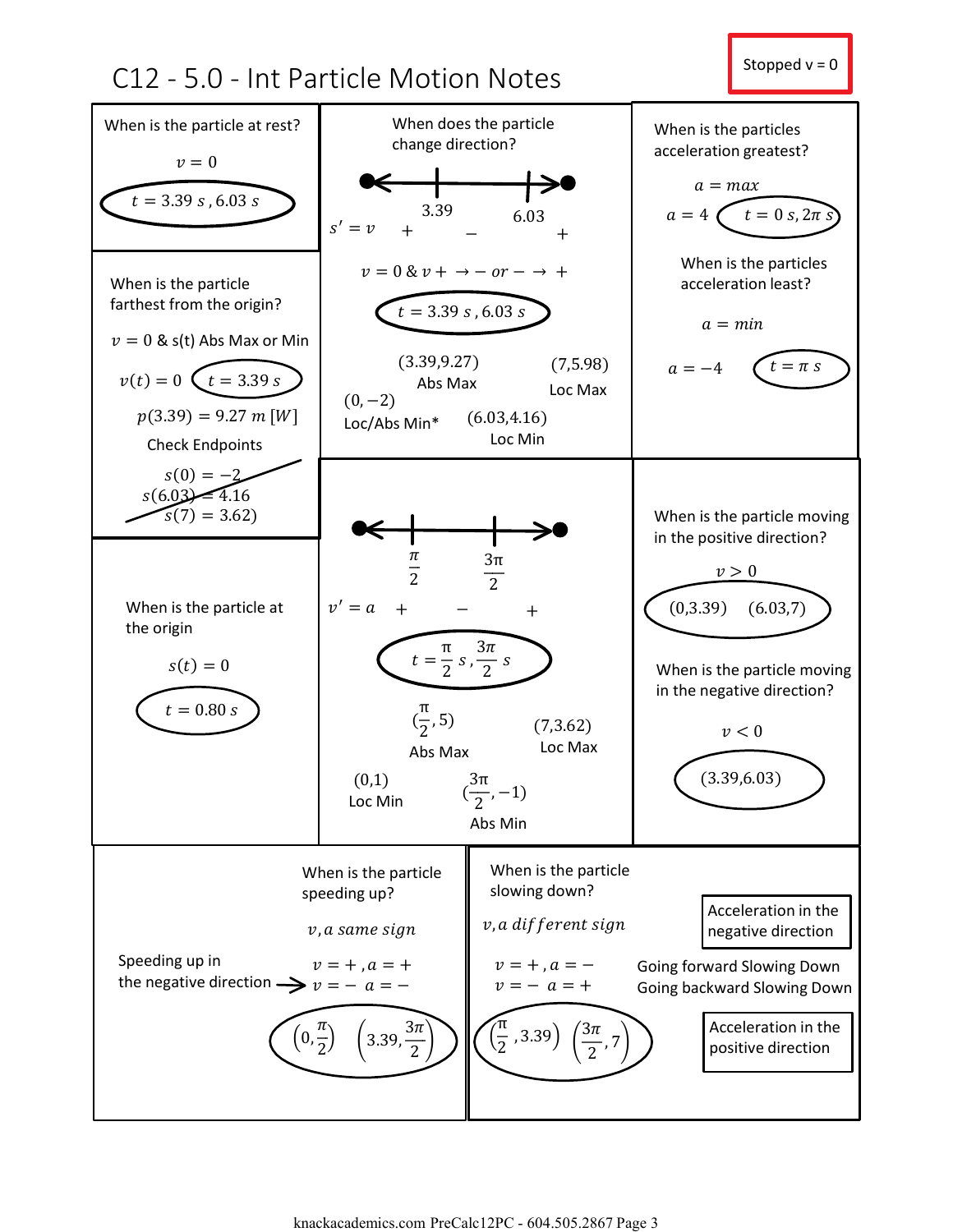# C12 - 5.0 - Int Particle Motion Notes

**Stopped v = 0**

## When is the particle at rest?

$v = 0$

$t = 3.39\ s, 6.03\ s$

## When does the particle change direction?

Sign chart for $s' = v$: $+$ | 3.39 | $-$ | 6.03 | $+$

$v = 0\ \&\ v + \rightarrow -\ or\ - \rightarrow +$

$t = 3.39\ s, 6.03\ s$

$(3.39, 9.27)$ Abs Max

$(7, 5.98)$ Loc Max

$(0, -2)$ Loc/Abs Min*

$(6.03, 4.16)$ Loc Min

## When is the particles acceleration greatest?

$a = max$

$a = 4$ $t = 0\ s, 2\pi\ s$

## When is the particles acceleration least?

$a = min$

$a = -4$ $t = \pi\ s$

## When is the particle farthest from the origin?

$v = 0$ & s(t) Abs Max or Min

$v(t) = 0$ $t = 3.39\ s$

$p(3.39) = 9.27\ m\ [W]$

Check Endpoints

$s(0) = -2$

$s(6.03) = 4.16$

$s(7) = 3.62$

## When is the particle at the origin

$s(t) = 0$

$t = 0.80\ s$

Sign chart for $v' = a$: $+$ | $\frac{\pi}{2}$ | $-$ | $\frac{3\pi}{2}$ | $+$

$t = \frac{\pi}{2}\ s, \frac{3\pi}{2}\ s$

$(\frac{\pi}{2}, 5)$ Abs Max

$(7, 3.62)$ Loc Max

$(0, 1)$ Loc Min

$(\frac{3\pi}{2}, -1)$ Abs Min

## When is the particle moving in the positive direction?

$v > 0$

$(0, 3.39)$ $(6.03, 7)$

## When is the particle moving in the negative direction?

$v < 0$

$(3.39, 6.03)$

## When is the particle speeding up?

$v, a$ same sign

$v = +, a = +$

$v = -\ a = -$ ← Speeding up in the negative direction

$\left(0, \frac{\pi}{2}\right)$ $\left(3.39, \frac{3\pi}{2}\right)$

## When is the particle slowing down?

$v, a$ different sign

$v = +, a = -$ Going forward Slowing Down (Acceleration in the negative direction)

$v = -\ a = +$ Going backward Slowing Down (Acceleration in the positive direction)

$\left(\frac{\pi}{2}, 3.39\right)$ $\left(\frac{3\pi}{2}, 7\right)$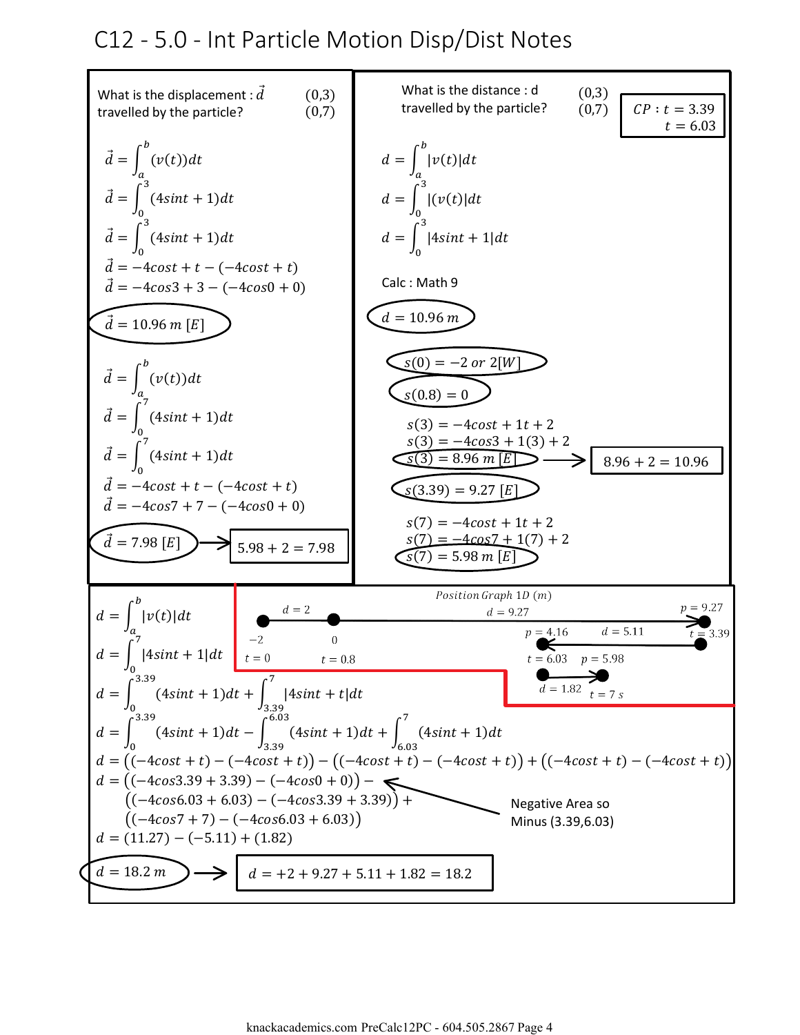# C12 - 5.0 - Int Particle Motion Disp/Dist Notes

What is the displacement : $\vec{d}$ travelled by the particle? (0,3) (0,7)

$$\vec{d} = \int_a^b (v(t))dt$$
$$\vec{d} = \int_0^3 (4sint + 1)dt$$
$$\vec{d} = \int_0^3 (4sint + 1)dt$$
$$\vec{d} = -4cost + t - (-4cost + t)$$
$$\vec{d} = -4cos3 + 3 - (-4cos0 + 0)$$
$$\vec{d} = 10.96\ m\ [E]$$

$$\vec{d} = \int_a^b (v(t))dt$$
$$\vec{d} = \int_0^7 (4sint + 1)dt$$
$$\vec{d} = \int_0^7 (4sint + 1)dt$$
$$\vec{d} = -4cost + t - (-4cost + t)$$
$$\vec{d} = -4cos7 + 7 - (-4cos0 + 0)$$
$$\vec{d} = 7.98\ [E] \rightarrow 5.98 + 2 = 7.98$$

What is the distance : d travelled by the particle? (0,3) (0,7)

$CP : t = 3.39$, $t = 6.03$

$$d = \int_a^b |v(t)|dt$$
$$d = \int_0^3 |(v(t)|dt$$
$$d = \int_0^3 |4sint + 1|dt$$

Calc : Math 9

$$d = 10.96\ m$$

$s(0) = -2 \text{ or } 2[W]$

$s(0.8) = 0$

$s(3) = -4cost + 1t + 2$

$s(3) = -4cos3 + 1(3) + 2$

$s(3) = 8.96\ m\ [E] \rightarrow 8.96 + 2 = 10.96$

$s(3.39) = 9.27\ [E]$

$s(7) = -4cost + 1t + 2$

$s(7) = -4cos7 + 1(7) + 2$

$s(7) = 5.98\ m\ [E]$

$$d = \int_a^b |v(t)|dt$$
$$d = \int_0^7 |4sint + 1|dt$$
$$d = \int_0^{3.39} (4sint + 1)dt + \int_{3.39}^7 |4sint + t|dt$$
$$d = \int_0^{3.39} (4sint + 1)dt - \int_{3.39}^{6.03} (4sint + 1)dt + \int_{6.03}^7 (4sint + 1)dt$$
$$d = \big((-4cost + t) - (-4cost + t)\big) - \big((-4cost + t) - (-4cost + t)\big) + \big((-4cost + t) - (-4cost + t)\big)$$
$$d = \big((-4cos3.39 + 3.39) - (-4cos0 + 0)\big) - \big((-4cos6.03 + 6.03) - (-4cos3.39 + 3.39)\big) + \big((-4cos7 + 7) - (-4cos6.03 + 6.03)\big)$$
$$d = (11.27) - (-5.11) + (1.82)$$
$$d = 18.2\ m \rightarrow d = +2 + 9.27 + 5.11 + 1.82 = 18.2$$

Negative Area so Minus (3.39,6.03)

Position Graph 1D (m)

d = 2
−2
t = 0
0
t = 0.8
d = 9.27
p = 9.27
t = 3.39
p = 4.16
d = 5.11
t = 6.03
p = 5.98
d = 1.82
t = 7 s